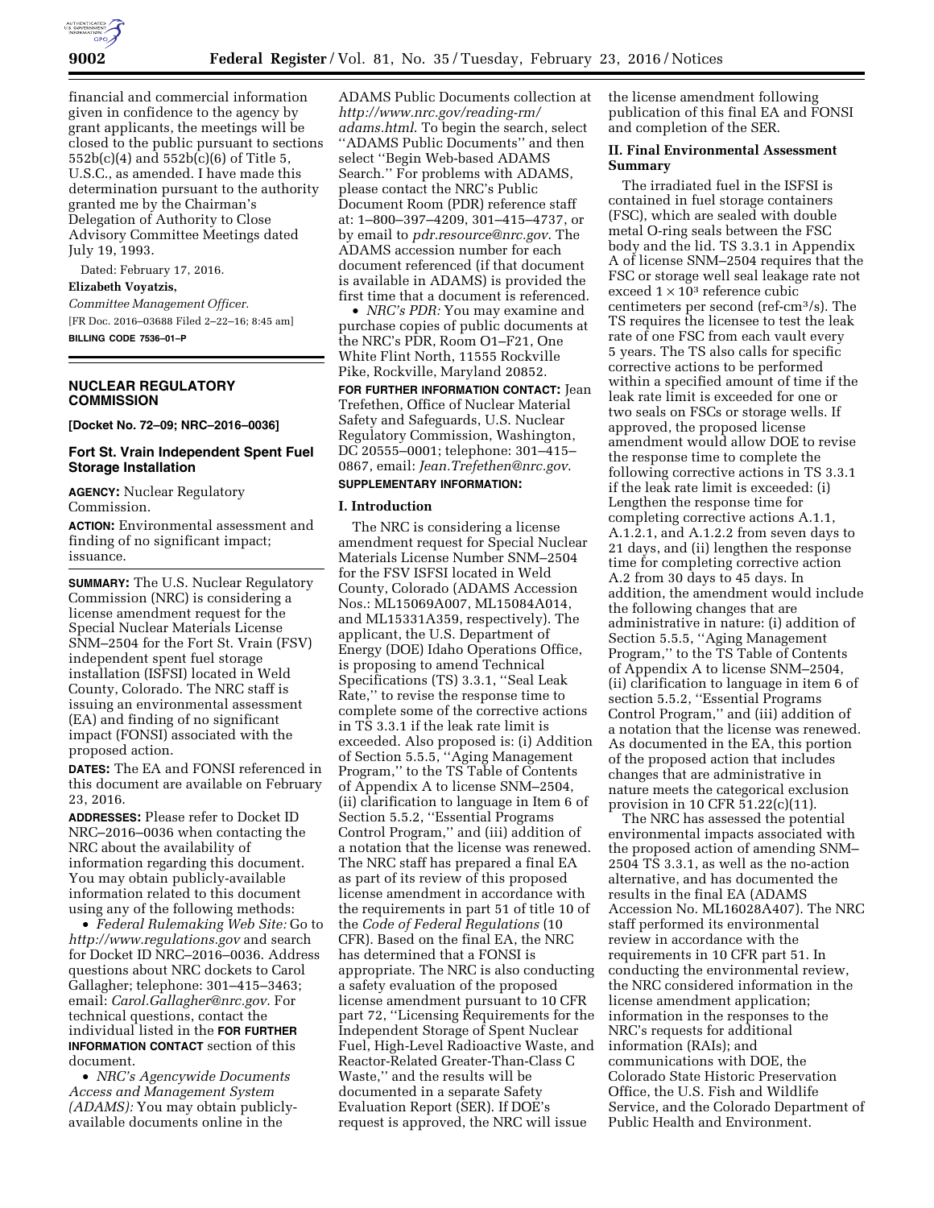financial and commercial information given in confidence to the agency by grant applicants, the meetings will be closed to the public pursuant to sections 552b(c)(4) and 552b(c)(6) of Title 5, U.S.C., as amended. I have made this determination pursuant to the authority granted me by the Chairman's Delegation of Authority to Close Advisory Committee Meetings dated July 19, 1993.

Dated: February 17, 2016.

**Elizabeth Voyatzis,**

*Committee Management Officer.*

[FR Doc. 2016–03688 Filed 2–22–16; 8:45 am]

**BILLING CODE 7536–01–P**

## NUCLEAR REGULATORY COMMISSION

**[Docket No. 72–09; NRC–2016–0036]**

### Fort St. Vrain Independent Spent Fuel Storage Installation

**AGENCY:** Nuclear Regulatory Commission.

**ACTION:** Environmental assessment and finding of no significant impact; issuance.

**SUMMARY:** The U.S. Nuclear Regulatory Commission (NRC) is considering a license amendment request for the Special Nuclear Materials License SNM–2504 for the Fort St. Vrain (FSV) independent spent fuel storage installation (ISFSI) located in Weld County, Colorado. The NRC staff is issuing an environmental assessment (EA) and finding of no significant impact (FONSI) associated with the proposed action.

**DATES:** The EA and FONSI referenced in this document are available on February 23, 2016.

**ADDRESSES:** Please refer to Docket ID NRC–2016–0036 when contacting the NRC about the availability of information regarding this document. You may obtain publicly-available information related to this document using any of the following methods:

- *Federal Rulemaking Web Site:* Go to *http://www.regulations.gov* and search for Docket ID NRC–2016–0036. Address questions about NRC dockets to Carol Gallagher; telephone: 301–415–3463; email: *Carol.Gallagher@nrc.gov*. For technical questions, contact the individual listed in the **FOR FURTHER INFORMATION CONTACT** section of this document.
- *NRC's Agencywide Documents Access and Management System (ADAMS):* You may obtain publicly-available documents online in the ADAMS Public Documents collection at *http://www.nrc.gov/reading-rm/adams.html*. To begin the search, select ''ADAMS Public Documents'' and then select ''Begin Web-based ADAMS Search.'' For problems with ADAMS, please contact the NRC's Public Document Room (PDR) reference staff at: 1–800–397–4209, 301–415–4737, or by email to *pdr.resource@nrc.gov*. The ADAMS accession number for each document referenced (if that document is available in ADAMS) is provided the first time that a document is referenced.
- *NRC's PDR:* You may examine and purchase copies of public documents at the NRC's PDR, Room O1–F21, One White Flint North, 11555 Rockville Pike, Rockville, Maryland 20852.

**FOR FURTHER INFORMATION CONTACT:** Jean Trefethen, Office of Nuclear Material Safety and Safeguards, U.S. Nuclear Regulatory Commission, Washington, DC 20555–0001; telephone: 301–415–0867, email: *Jean.Trefethen@nrc.gov*.

**SUPPLEMENTARY INFORMATION:**

#### I. Introduction

The NRC is considering a license amendment request for Special Nuclear Materials License Number SNM–2504 for the FSV ISFSI located in Weld County, Colorado (ADAMS Accession Nos.: ML15069A007, ML15084A014, and ML15331A359, respectively). The applicant, the U.S. Department of Energy (DOE) Idaho Operations Office, is proposing to amend Technical Specifications (TS) 3.3.1, ''Seal Leak Rate,'' to revise the response time to complete some of the corrective actions in TS 3.3.1 if the leak rate limit is exceeded. Also proposed is: (i) Addition of Section 5.5.5, ''Aging Management Program,'' to the TS Table of Contents of Appendix A to license SNM–2504, (ii) clarification to language in Item 6 of Section 5.5.2, ''Essential Programs Control Program,'' and (iii) addition of a notation that the license was renewed. The NRC staff has prepared a final EA as part of its review of this proposed license amendment in accordance with the requirements in part 51 of title 10 of the *Code of Federal Regulations* (10 CFR). Based on the final EA, the NRC has determined that a FONSI is appropriate. The NRC is also conducting a safety evaluation of the proposed license amendment pursuant to 10 CFR part 72, ''Licensing Requirements for the Independent Storage of Spent Nuclear Fuel, High-Level Radioactive Waste, and Reactor-Related Greater-Than-Class C Waste,'' and the results will be documented in a separate Safety Evaluation Report (SER). If DOE's request is approved, the NRC will issue the license amendment following publication of this final EA and FONSI and completion of the SER.

#### II. Final Environmental Assessment Summary

The irradiated fuel in the ISFSI is contained in fuel storage containers (FSC), which are sealed with double metal O-ring seals between the FSC body and the lid. TS 3.3.1 in Appendix A of license SNM–2504 requires that the FSC or storage well seal leakage rate not exceed $1 \times 10^3$ reference cubic centimeters per second (ref-$cm^3$/s). The TS requires the licensee to test the leak rate of one FSC from each vault every 5 years. The TS also calls for specific corrective actions to be performed within a specified amount of time if the leak rate limit is exceeded for one or two seals on FSCs or storage wells. If approved, the proposed license amendment would allow DOE to revise the response time to complete the following corrective actions in TS 3.3.1 if the leak rate limit is exceeded: (i) Lengthen the response time for completing corrective actions A.1.1, A.1.2.1, and A.1.2.2 from seven days to 21 days, and (ii) lengthen the response time for completing corrective action A.2 from 30 days to 45 days. In addition, the amendment would include the following changes that are administrative in nature: (i) addition of Section 5.5.5, ''Aging Management Program,'' to the TS Table of Contents of Appendix A to license SNM–2504, (ii) clarification to language in item 6 of section 5.5.2, ''Essential Programs Control Program,'' and (iii) addition of a notation that the license was renewed. As documented in the EA, this portion of the proposed action that includes changes that are administrative in nature meets the categorical exclusion provision in 10 CFR 51.22(c)(11).

The NRC has assessed the potential environmental impacts associated with the proposed action of amending SNM–2504 TS 3.3.1, as well as the no-action alternative, and has documented the results in the final EA (ADAMS Accession No. ML16028A407). The NRC staff performed its environmental review in accordance with the requirements in 10 CFR part 51. In conducting the environmental review, the NRC considered information in the license amendment application; information in the responses to the NRC's requests for additional information (RAIs); and communications with DOE, the Colorado State Historic Preservation Office, the U.S. Fish and Wildlife Service, and the Colorado Department of Public Health and Environment.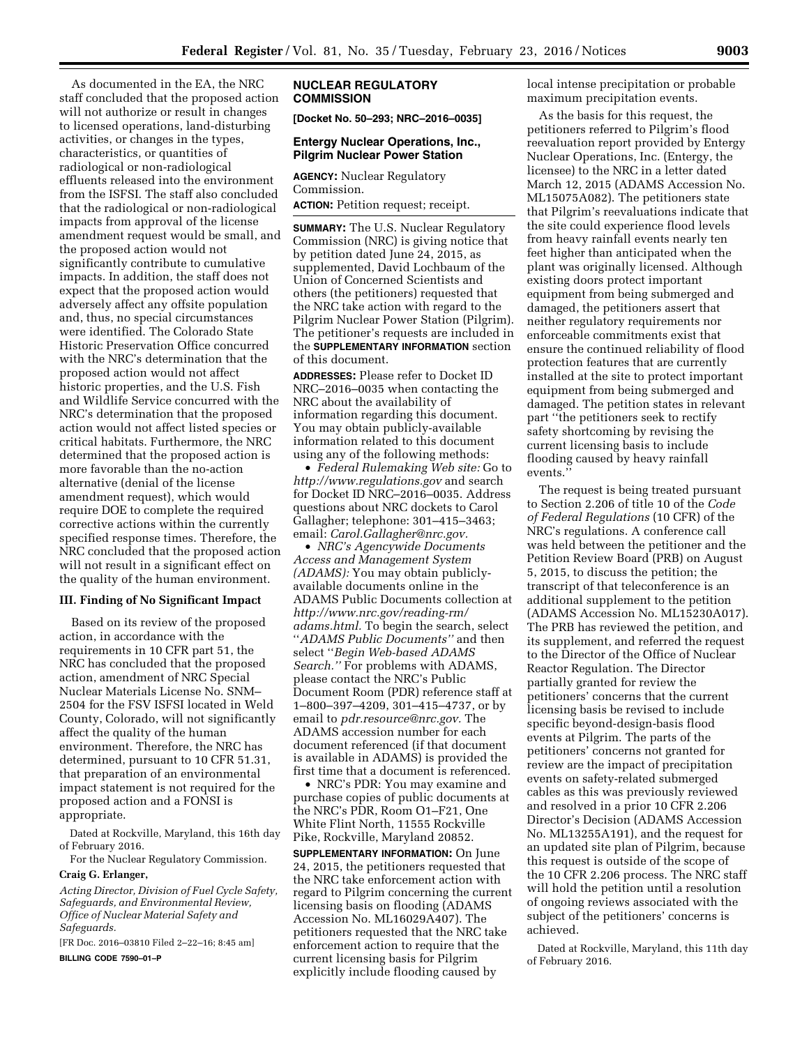As documented in the EA, the NRC staff concluded that the proposed action will not authorize or result in changes to licensed operations, land-disturbing activities, or changes in the types, characteristics, or quantities of radiological or non-radiological effluents released into the environment from the ISFSI. The staff also concluded that the radiological or non-radiological impacts from approval of the license amendment request would be small, and the proposed action would not significantly contribute to cumulative impacts. In addition, the staff does not expect that the proposed action would adversely affect any offsite population and, thus, no special circumstances were identified. The Colorado State Historic Preservation Office concurred with the NRC's determination that the proposed action would not affect historic properties, and the U.S. Fish and Wildlife Service concurred with the NRC's determination that the proposed action would not affect listed species or critical habitats. Furthermore, the NRC determined that the proposed action is more favorable than the no-action alternative (denial of the license amendment request), which would require DOE to complete the required corrective actions within the currently specified response times. Therefore, the NRC concluded that the proposed action will not result in a significant effect on the quality of the human environment.

### III. Finding of No Significant Impact

Based on its review of the proposed action, in accordance with the requirements in 10 CFR part 51, the NRC has concluded that the proposed action, amendment of NRC Special Nuclear Materials License No. SNM–2504 for the FSV ISFSI located in Weld County, Colorado, will not significantly affect the quality of the human environment. Therefore, the NRC has determined, pursuant to 10 CFR 51.31, that preparation of an environmental impact statement is not required for the proposed action and a FONSI is appropriate.

Dated at Rockville, Maryland, this 16th day of February 2016.

For the Nuclear Regulatory Commission.

**Craig G. Erlanger,**

*Acting Director, Division of Fuel Cycle Safety, Safeguards, and Environmental Review, Office of Nuclear Material Safety and Safeguards.*

[FR Doc. 2016–03810 Filed 2–22–16; 8:45 am]

**BILLING CODE 7590–01–P**

## NUCLEAR REGULATORY COMMISSION

**[Docket No. 50–293; NRC–2016–0035]**

### Entergy Nuclear Operations, Inc., Pilgrim Nuclear Power Station

**AGENCY:** Nuclear Regulatory Commission.

**ACTION:** Petition request; receipt.

**SUMMARY:** The U.S. Nuclear Regulatory Commission (NRC) is giving notice that by petition dated June 24, 2015, as supplemented, David Lochbaum of the Union of Concerned Scientists and others (the petitioners) requested that the NRC take action with regard to the Pilgrim Nuclear Power Station (Pilgrim). The petitioner's requests are included in the **SUPPLEMENTARY INFORMATION** section of this document.

**ADDRESSES:** Please refer to Docket ID NRC–2016–0035 when contacting the NRC about the availability of information regarding this document. You may obtain publicly-available information related to this document using any of the following methods:

- *Federal Rulemaking Web site:* Go to *http://www.regulations.gov* and search for Docket ID NRC–2016–0035. Address questions about NRC dockets to Carol Gallagher; telephone: 301–415–3463; email: *Carol.Gallagher@nrc.gov.*
- *NRC's Agencywide Documents Access and Management System (ADAMS):* You may obtain publicly-available documents online in the ADAMS Public Documents collection at *http://www.nrc.gov/reading-rm/adams.html.* To begin the search, select ''*ADAMS Public Documents''* and then select ''*Begin Web-based ADAMS Search.''* For problems with ADAMS, please contact the NRC's Public Document Room (PDR) reference staff at 1–800–397–4209, 301–415–4737, or by email to *pdr.resource@nrc.gov.* The ADAMS accession number for each document referenced (if that document is available in ADAMS) is provided the first time that a document is referenced.
- NRC's PDR: You may examine and purchase copies of public documents at the NRC's PDR, Room O1–F21, One White Flint North, 11555 Rockville Pike, Rockville, Maryland 20852.

**SUPPLEMENTARY INFORMATION:** On June 24, 2015, the petitioners requested that the NRC take enforcement action with regard to Pilgrim concerning the current licensing basis on flooding (ADAMS Accession No. ML16029A407). The petitioners requested that the NRC take enforcement action to require that the current licensing basis for Pilgrim explicitly include flooding caused by local intense precipitation or probable maximum precipitation events.

As the basis for this request, the petitioners referred to Pilgrim's flood reevaluation report provided by Entergy Nuclear Operations, Inc. (Entergy, the licensee) to the NRC in a letter dated March 12, 2015 (ADAMS Accession No. ML15075A082). The petitioners state that Pilgrim's reevaluations indicate that the site could experience flood levels from heavy rainfall events nearly ten feet higher than anticipated when the plant was originally licensed. Although existing doors protect important equipment from being submerged and damaged, the petitioners assert that neither regulatory requirements nor enforceable commitments exist that ensure the continued reliability of flood protection features that are currently installed at the site to protect important equipment from being submerged and damaged. The petition states in relevant part ''the petitioners seek to rectify safety shortcoming by revising the current licensing basis to include flooding caused by heavy rainfall events.''

The request is being treated pursuant to Section 2.206 of title 10 of the *Code of Federal Regulations* (10 CFR) of the NRC's regulations. A conference call was held between the petitioner and the Petition Review Board (PRB) on August 5, 2015, to discuss the petition; the transcript of that teleconference is an additional supplement to the petition (ADAMS Accession No. ML15230A017). The PRB has reviewed the petition, and its supplement, and referred the request to the Director of the Office of Nuclear Reactor Regulation. The Director partially granted for review the petitioners' concerns that the current licensing basis be revised to include specific beyond-design-basis flood events at Pilgrim. The parts of the petitioners' concerns not granted for review are the impact of precipitation events on safety-related submerged cables as this was previously reviewed and resolved in a prior 10 CFR 2.206 Director's Decision (ADAMS Accession No. ML13255A191), and the request for an updated site plan of Pilgrim, because this request is outside of the scope of the 10 CFR 2.206 process. The NRC staff will hold the petition until a resolution of ongoing reviews associated with the subject of the petitioners' concerns is achieved.

Dated at Rockville, Maryland, this 11th day of February 2016.